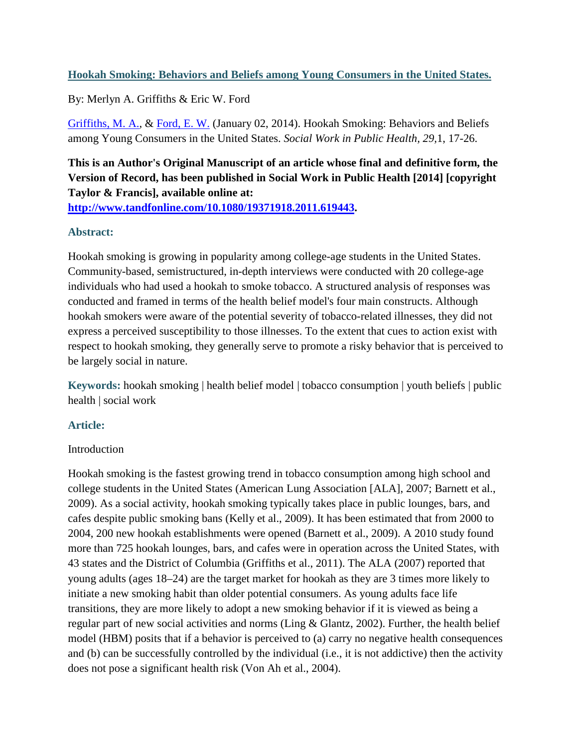# [Hookah Smoking: Behaviors and Beliefs among Young Consumers in the United States.](http://www.tandfonline.com/10.1080/19371918.2011.619443)

By: Merlyn A. Griffiths & Eric W. Ford

[Griffiths, M. A.](), & [Ford, E. W.]() (January 02, 2014). Hookah Smoking: Behaviors and Beliefs among Young Consumers in the United States. *Social Work in Public Health, 29,*1, 17-26.

**This is an Author's Original Manuscript of an article whose final and definitive form, the Version of Record, has been published in Social Work in Public Health [2014] [copyright Taylor & Francis], available online at: [http://www.tandfonline.com/10.1080/19371918.2011.619443](http://www.tandfonline.com/10.1080/19371918.2011.619443).**

## Abstract:

Hookah smoking is growing in popularity among college-age students in the United States. Community-based, semistructured, in-depth interviews were conducted with 20 college-age individuals who had used a hookah to smoke tobacco. A structured analysis of responses was conducted and framed in terms of the health belief model's four main constructs. Although hookah smokers were aware of the potential severity of tobacco-related illnesses, they did not express a perceived susceptibility to those illnesses. To the extent that cues to action exist with respect to hookah smoking, they generally serve to promote a risky behavior that is perceived to be largely social in nature.

**Keywords:** hookah smoking | health belief model | tobacco consumption | youth beliefs | public health | social work

## Article:

### Introduction

Hookah smoking is the fastest growing trend in tobacco consumption among high school and college students in the United States (American Lung Association [ALA], 2007; Barnett et al., 2009). As a social activity, hookah smoking typically takes place in public lounges, bars, and cafes despite public smoking bans (Kelly et al., 2009). It has been estimated that from 2000 to 2004, 200 new hookah establishments were opened (Barnett et al., 2009). A 2010 study found more than 725 hookah lounges, bars, and cafes were in operation across the United States, with 43 states and the District of Columbia (Griffiths et al., 2011). The ALA (2007) reported that young adults (ages 18–24) are the target market for hookah as they are 3 times more likely to initiate a new smoking habit than older potential consumers. As young adults face life transitions, they are more likely to adopt a new smoking behavior if it is viewed as being a regular part of new social activities and norms (Ling & Glantz, 2002). Further, the health belief model (HBM) posits that if a behavior is perceived to (a) carry no negative health consequences and (b) can be successfully controlled by the individual (i.e., it is not addictive) then the activity does not pose a significant health risk (Von Ah et al., 2004).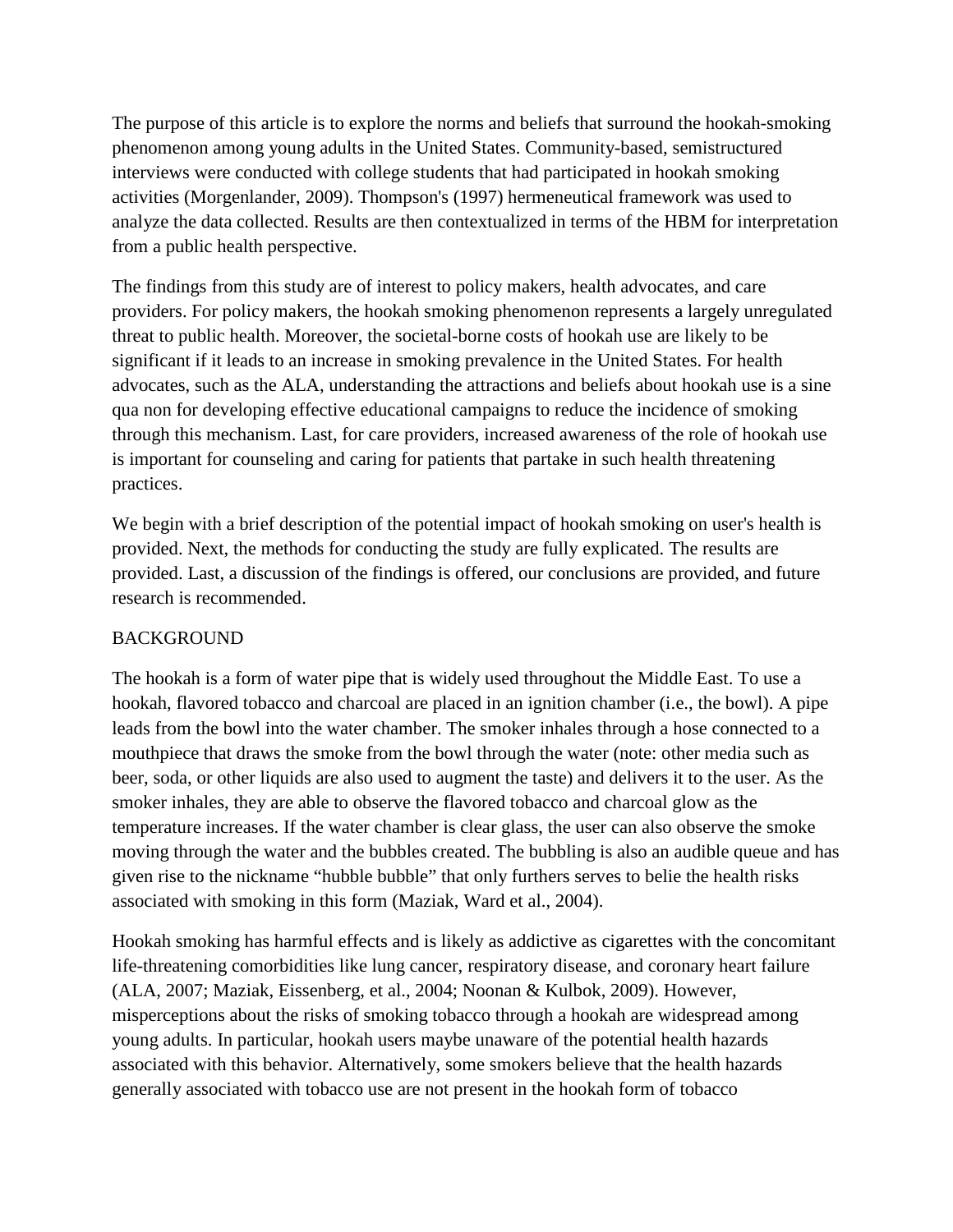The purpose of this article is to explore the norms and beliefs that surround the hookah-smoking phenomenon among young adults in the United States. Community-based, semistructured interviews were conducted with college students that had participated in hookah smoking activities (Morgenlander, 2009). Thompson's (1997) hermeneutical framework was used to analyze the data collected. Results are then contextualized in terms of the HBM for interpretation from a public health perspective.

The findings from this study are of interest to policy makers, health advocates, and care providers. For policy makers, the hookah smoking phenomenon represents a largely unregulated threat to public health. Moreover, the societal-borne costs of hookah use are likely to be significant if it leads to an increase in smoking prevalence in the United States. For health advocates, such as the ALA, understanding the attractions and beliefs about hookah use is a sine qua non for developing effective educational campaigns to reduce the incidence of smoking through this mechanism. Last, for care providers, increased awareness of the role of hookah use is important for counseling and caring for patients that partake in such health threatening practices.

We begin with a brief description of the potential impact of hookah smoking on user's health is provided. Next, the methods for conducting the study are fully explicated. The results are provided. Last, a discussion of the findings is offered, our conclusions are provided, and future research is recommended.

## BACKGROUND

The hookah is a form of water pipe that is widely used throughout the Middle East. To use a hookah, flavored tobacco and charcoal are placed in an ignition chamber (i.e., the bowl). A pipe leads from the bowl into the water chamber. The smoker inhales through a hose connected to a mouthpiece that draws the smoke from the bowl through the water (note: other media such as beer, soda, or other liquids are also used to augment the taste) and delivers it to the user. As the smoker inhales, they are able to observe the flavored tobacco and charcoal glow as the temperature increases. If the water chamber is clear glass, the user can also observe the smoke moving through the water and the bubbles created. The bubbling is also an audible queue and has given rise to the nickname "hubble bubble" that only furthers serves to belie the health risks associated with smoking in this form (Maziak, Ward et al., 2004).

Hookah smoking has harmful effects and is likely as addictive as cigarettes with the concomitant life-threatening comorbidities like lung cancer, respiratory disease, and coronary heart failure (ALA, 2007; Maziak, Eissenberg, et al., 2004; Noonan & Kulbok, 2009). However, misperceptions about the risks of smoking tobacco through a hookah are widespread among young adults. In particular, hookah users maybe unaware of the potential health hazards associated with this behavior. Alternatively, some smokers believe that the health hazards generally associated with tobacco use are not present in the hookah form of tobacco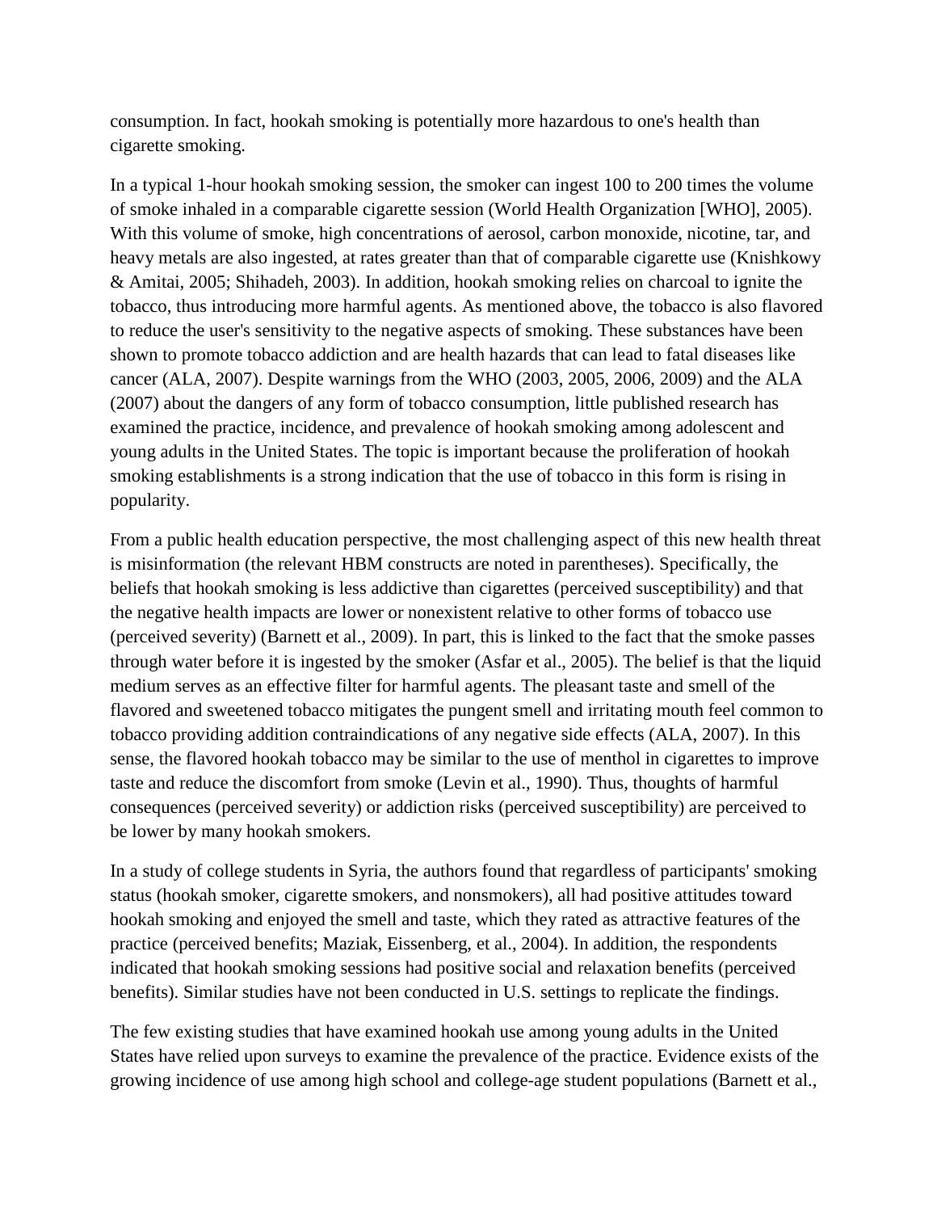consumption. In fact, hookah smoking is potentially more hazardous to one's health than cigarette smoking.

In a typical 1-hour hookah smoking session, the smoker can ingest 100 to 200 times the volume of smoke inhaled in a comparable cigarette session (World Health Organization [WHO], 2005). With this volume of smoke, high concentrations of aerosol, carbon monoxide, nicotine, tar, and heavy metals are also ingested, at rates greater than that of comparable cigarette use (Knishkowy & Amitai, 2005; Shihadeh, 2003). In addition, hookah smoking relies on charcoal to ignite the tobacco, thus introducing more harmful agents. As mentioned above, the tobacco is also flavored to reduce the user's sensitivity to the negative aspects of smoking. These substances have been shown to promote tobacco addiction and are health hazards that can lead to fatal diseases like cancer (ALA, 2007). Despite warnings from the WHO (2003, 2005, 2006, 2009) and the ALA (2007) about the dangers of any form of tobacco consumption, little published research has examined the practice, incidence, and prevalence of hookah smoking among adolescent and young adults in the United States. The topic is important because the proliferation of hookah smoking establishments is a strong indication that the use of tobacco in this form is rising in popularity.

From a public health education perspective, the most challenging aspect of this new health threat is misinformation (the relevant HBM constructs are noted in parentheses). Specifically, the beliefs that hookah smoking is less addictive than cigarettes (perceived susceptibility) and that the negative health impacts are lower or nonexistent relative to other forms of tobacco use (perceived severity) (Barnett et al., 2009). In part, this is linked to the fact that the smoke passes through water before it is ingested by the smoker (Asfar et al., 2005). The belief is that the liquid medium serves as an effective filter for harmful agents. The pleasant taste and smell of the flavored and sweetened tobacco mitigates the pungent smell and irritating mouth feel common to tobacco providing addition contraindications of any negative side effects (ALA, 2007). In this sense, the flavored hookah tobacco may be similar to the use of menthol in cigarettes to improve taste and reduce the discomfort from smoke (Levin et al., 1990). Thus, thoughts of harmful consequences (perceived severity) or addiction risks (perceived susceptibility) are perceived to be lower by many hookah smokers.

In a study of college students in Syria, the authors found that regardless of participants' smoking status (hookah smoker, cigarette smokers, and nonsmokers), all had positive attitudes toward hookah smoking and enjoyed the smell and taste, which they rated as attractive features of the practice (perceived benefits; Maziak, Eissenberg, et al., 2004). In addition, the respondents indicated that hookah smoking sessions had positive social and relaxation benefits (perceived benefits). Similar studies have not been conducted in U.S. settings to replicate the findings.

The few existing studies that have examined hookah use among young adults in the United States have relied upon surveys to examine the prevalence of the practice. Evidence exists of the growing incidence of use among high school and college-age student populations (Barnett et al.,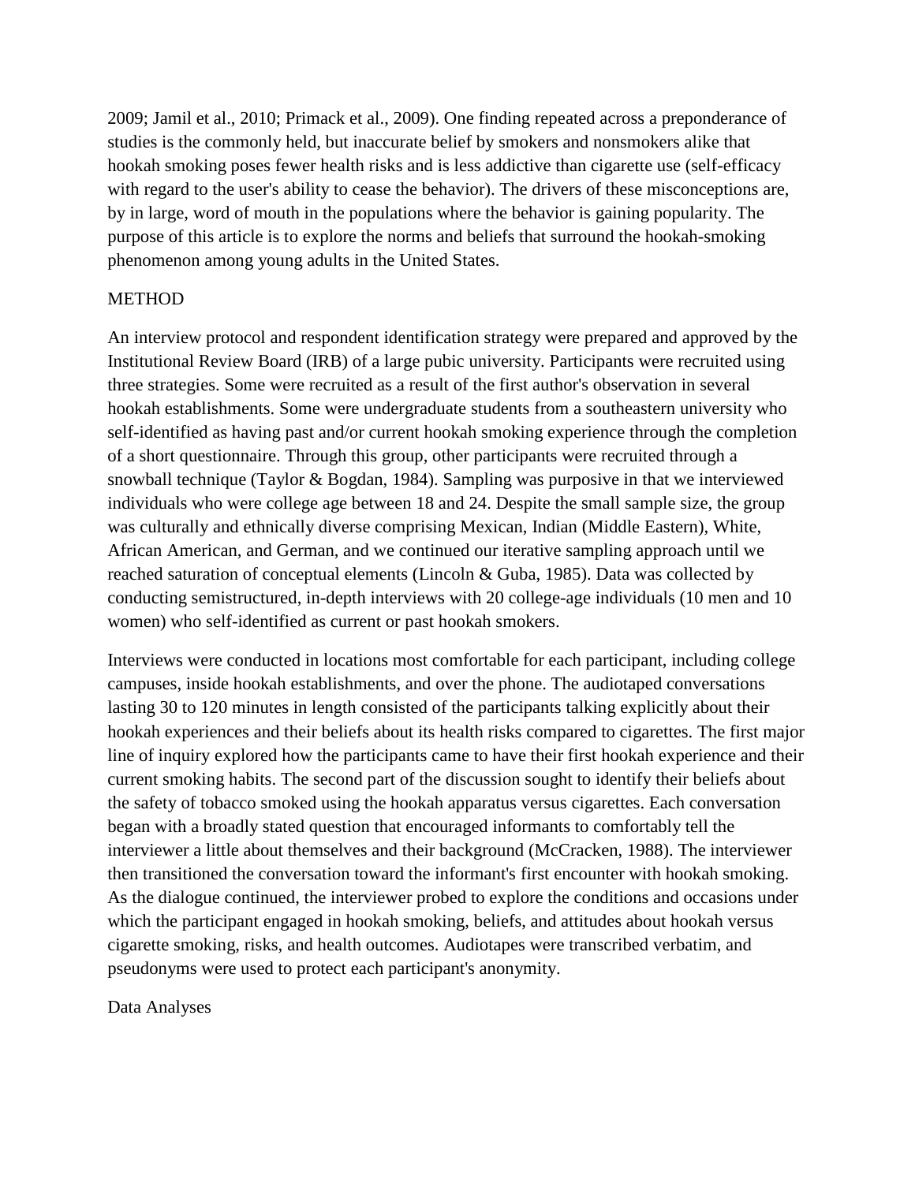2009; Jamil et al., 2010; Primack et al., 2009). One finding repeated across a preponderance of studies is the commonly held, but inaccurate belief by smokers and nonsmokers alike that hookah smoking poses fewer health risks and is less addictive than cigarette use (self-efficacy with regard to the user's ability to cease the behavior). The drivers of these misconceptions are, by in large, word of mouth in the populations where the behavior is gaining popularity. The purpose of this article is to explore the norms and beliefs that surround the hookah-smoking phenomenon among young adults in the United States.

## METHOD

An interview protocol and respondent identification strategy were prepared and approved by the Institutional Review Board (IRB) of a large pubic university. Participants were recruited using three strategies. Some were recruited as a result of the first author's observation in several hookah establishments. Some were undergraduate students from a southeastern university who self-identified as having past and/or current hookah smoking experience through the completion of a short questionnaire. Through this group, other participants were recruited through a snowball technique (Taylor & Bogdan, 1984). Sampling was purposive in that we interviewed individuals who were college age between 18 and 24. Despite the small sample size, the group was culturally and ethnically diverse comprising Mexican, Indian (Middle Eastern), White, African American, and German, and we continued our iterative sampling approach until we reached saturation of conceptual elements (Lincoln & Guba, 1985). Data was collected by conducting semistructured, in-depth interviews with 20 college-age individuals (10 men and 10 women) who self-identified as current or past hookah smokers.

Interviews were conducted in locations most comfortable for each participant, including college campuses, inside hookah establishments, and over the phone. The audiotaped conversations lasting 30 to 120 minutes in length consisted of the participants talking explicitly about their hookah experiences and their beliefs about its health risks compared to cigarettes. The first major line of inquiry explored how the participants came to have their first hookah experience and their current smoking habits. The second part of the discussion sought to identify their beliefs about the safety of tobacco smoked using the hookah apparatus versus cigarettes. Each conversation began with a broadly stated question that encouraged informants to comfortably tell the interviewer a little about themselves and their background (McCracken, 1988). The interviewer then transitioned the conversation toward the informant's first encounter with hookah smoking. As the dialogue continued, the interviewer probed to explore the conditions and occasions under which the participant engaged in hookah smoking, beliefs, and attitudes about hookah versus cigarette smoking, risks, and health outcomes. Audiotapes were transcribed verbatim, and pseudonyms were used to protect each participant's anonymity.

### Data Analyses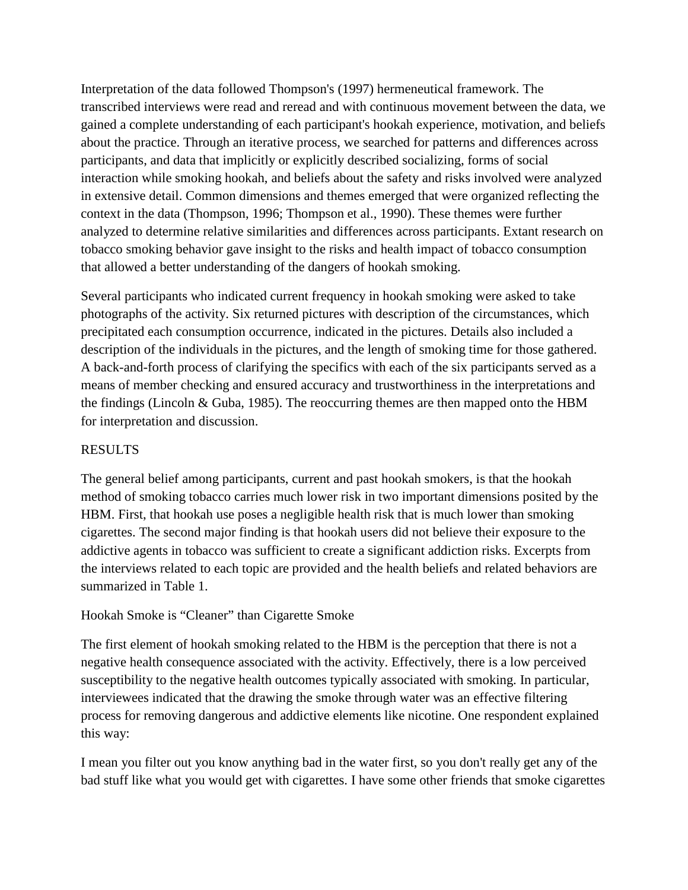Interpretation of the data followed Thompson's (1997) hermeneutical framework. The transcribed interviews were read and reread and with continuous movement between the data, we gained a complete understanding of each participant's hookah experience, motivation, and beliefs about the practice. Through an iterative process, we searched for patterns and differences across participants, and data that implicitly or explicitly described socializing, forms of social interaction while smoking hookah, and beliefs about the safety and risks involved were analyzed in extensive detail. Common dimensions and themes emerged that were organized reflecting the context in the data (Thompson, 1996; Thompson et al., 1990). These themes were further analyzed to determine relative similarities and differences across participants. Extant research on tobacco smoking behavior gave insight to the risks and health impact of tobacco consumption that allowed a better understanding of the dangers of hookah smoking.

Several participants who indicated current frequency in hookah smoking were asked to take photographs of the activity. Six returned pictures with description of the circumstances, which precipitated each consumption occurrence, indicated in the pictures. Details also included a description of the individuals in the pictures, and the length of smoking time for those gathered. A back-and-forth process of clarifying the specifics with each of the six participants served as a means of member checking and ensured accuracy and trustworthiness in the interpretations and the findings (Lincoln & Guba, 1985). The reoccurring themes are then mapped onto the HBM for interpretation and discussion.

## RESULTS

The general belief among participants, current and past hookah smokers, is that the hookah method of smoking tobacco carries much lower risk in two important dimensions posited by the HBM. First, that hookah use poses a negligible health risk that is much lower than smoking cigarettes. The second major finding is that hookah users did not believe their exposure to the addictive agents in tobacco was sufficient to create a significant addiction risks. Excerpts from the interviews related to each topic are provided and the health beliefs and related behaviors are summarized in Table 1.

### Hookah Smoke is "Cleaner" than Cigarette Smoke

The first element of hookah smoking related to the HBM is the perception that there is not a negative health consequence associated with the activity. Effectively, there is a low perceived susceptibility to the negative health outcomes typically associated with smoking. In particular, interviewees indicated that the drawing the smoke through water was an effective filtering process for removing dangerous and addictive elements like nicotine. One respondent explained this way:

I mean you filter out you know anything bad in the water first, so you don't really get any of the bad stuff like what you would get with cigarettes. I have some other friends that smoke cigarettes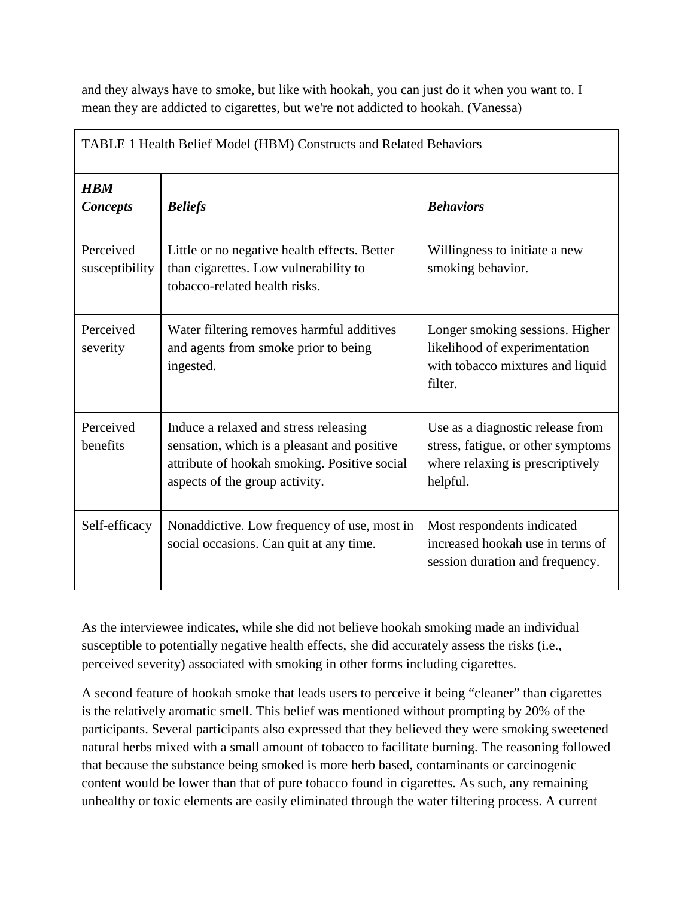and they always have to smoke, but like with hookah, you can just do it when you want to. I mean they are addicted to cigarettes, but we're not addicted to hookah. (Vanessa)

TABLE 1 Health Belief Model (HBM) Constructs and Related Behaviors

| ***HBM Concepts*** | ***Beliefs*** | ***Behaviors*** |
|---|---|---|
| Perceived susceptibility | Little or no negative health effects. Better than cigarettes. Low vulnerability to tobacco-related health risks. | Willingness to initiate a new smoking behavior. |
| Perceived severity | Water filtering removes harmful additives and agents from smoke prior to being ingested. | Longer smoking sessions. Higher likelihood of experimentation with tobacco mixtures and liquid filter. |
| Perceived benefits | Induce a relaxed and stress releasing sensation, which is a pleasant and positive attribute of hookah smoking. Positive social aspects of the group activity. | Use as a diagnostic release from stress, fatigue, or other symptoms where relaxing is prescriptively helpful. |
| Self-efficacy | Nonaddictive. Low frequency of use, most in social occasions. Can quit at any time. | Most respondents indicated increased hookah use in terms of session duration and frequency. |

As the interviewee indicates, while she did not believe hookah smoking made an individual susceptible to potentially negative health effects, she did accurately assess the risks (i.e., perceived severity) associated with smoking in other forms including cigarettes.

A second feature of hookah smoke that leads users to perceive it being "cleaner" than cigarettes is the relatively aromatic smell. This belief was mentioned without prompting by 20% of the participants. Several participants also expressed that they believed they were smoking sweetened natural herbs mixed with a small amount of tobacco to facilitate burning. The reasoning followed that because the substance being smoked is more herb based, contaminants or carcinogenic content would be lower than that of pure tobacco found in cigarettes. As such, any remaining unhealthy or toxic elements are easily eliminated through the water filtering process. A current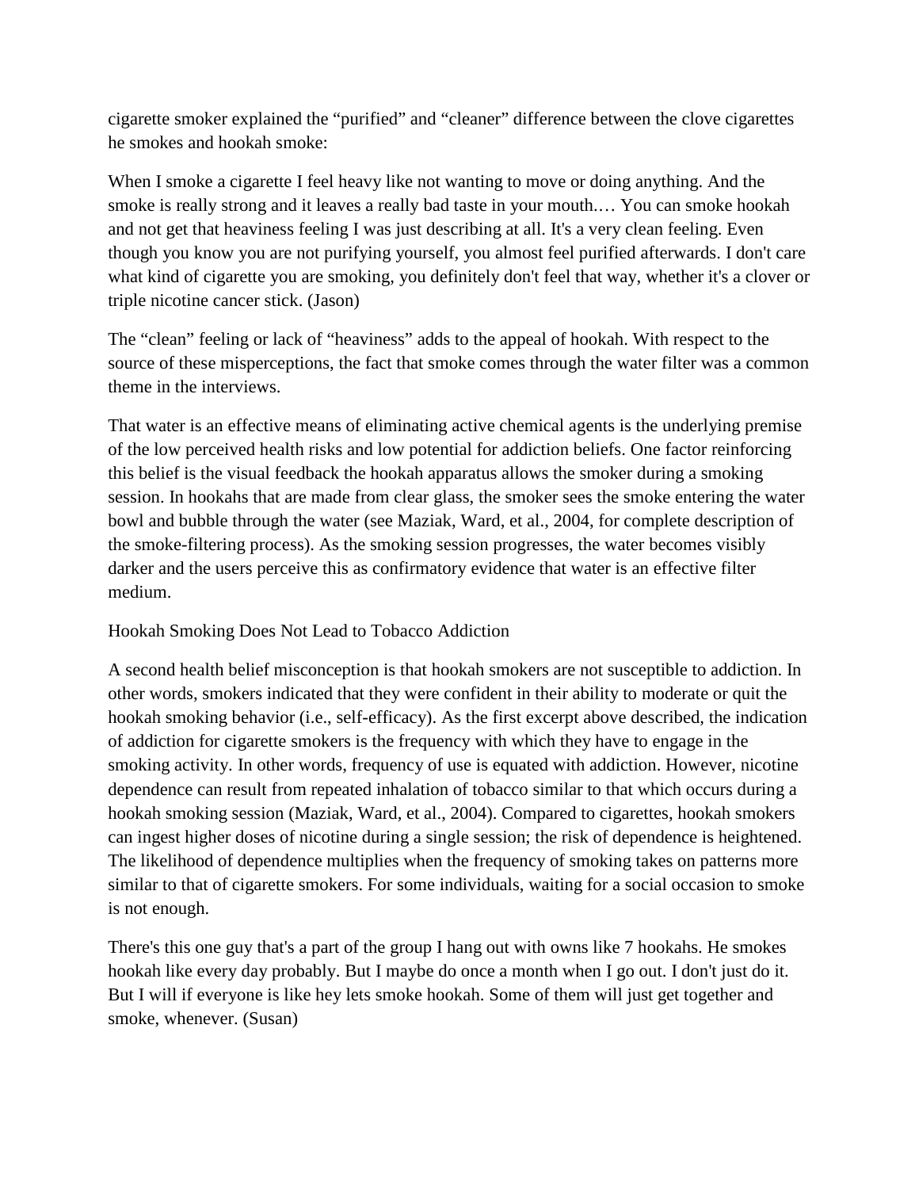cigarette smoker explained the “purified” and “cleaner” difference between the clove cigarettes he smokes and hookah smoke:

When I smoke a cigarette I feel heavy like not wanting to move or doing anything. And the smoke is really strong and it leaves a really bad taste in your mouth.… You can smoke hookah and not get that heaviness feeling I was just describing at all. It's a very clean feeling. Even though you know you are not purifying yourself, you almost feel purified afterwards. I don't care what kind of cigarette you are smoking, you definitely don't feel that way, whether it's a clover or triple nicotine cancer stick. (Jason)

The “clean” feeling or lack of “heaviness” adds to the appeal of hookah. With respect to the source of these misperceptions, the fact that smoke comes through the water filter was a common theme in the interviews.

That water is an effective means of eliminating active chemical agents is the underlying premise of the low perceived health risks and low potential for addiction beliefs. One factor reinforcing this belief is the visual feedback the hookah apparatus allows the smoker during a smoking session. In hookahs that are made from clear glass, the smoker sees the smoke entering the water bowl and bubble through the water (see Maziak, Ward, et al., 2004, for complete description of the smoke-filtering process). As the smoking session progresses, the water becomes visibly darker and the users perceive this as confirmatory evidence that water is an effective filter medium.

### Hookah Smoking Does Not Lead to Tobacco Addiction

A second health belief misconception is that hookah smokers are not susceptible to addiction. In other words, smokers indicated that they were confident in their ability to moderate or quit the hookah smoking behavior (i.e., self-efficacy). As the first excerpt above described, the indication of addiction for cigarette smokers is the frequency with which they have to engage in the smoking activity. In other words, frequency of use is equated with addiction. However, nicotine dependence can result from repeated inhalation of tobacco similar to that which occurs during a hookah smoking session (Maziak, Ward, et al., 2004). Compared to cigarettes, hookah smokers can ingest higher doses of nicotine during a single session; the risk of dependence is heightened. The likelihood of dependence multiplies when the frequency of smoking takes on patterns more similar to that of cigarette smokers. For some individuals, waiting for a social occasion to smoke is not enough.

There's this one guy that's a part of the group I hang out with owns like 7 hookahs. He smokes hookah like every day probably. But I maybe do once a month when I go out. I don't just do it. But I will if everyone is like hey lets smoke hookah. Some of them will just get together and smoke, whenever. (Susan)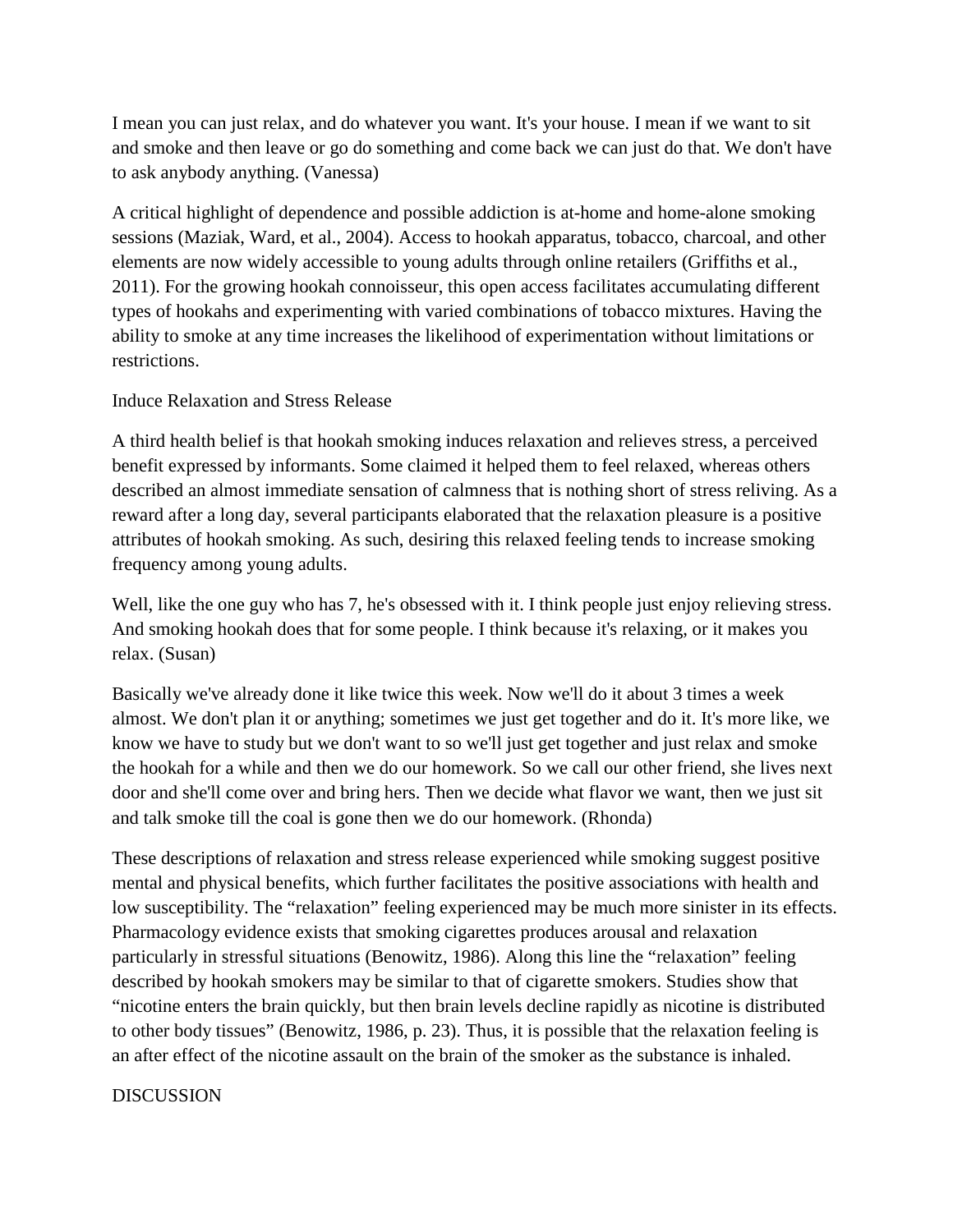I mean you can just relax, and do whatever you want. It's your house. I mean if we want to sit and smoke and then leave or go do something and come back we can just do that. We don't have to ask anybody anything. (Vanessa)

A critical highlight of dependence and possible addiction is at-home and home-alone smoking sessions (Maziak, Ward, et al., 2004). Access to hookah apparatus, tobacco, charcoal, and other elements are now widely accessible to young adults through online retailers (Griffiths et al., 2011). For the growing hookah connoisseur, this open access facilitates accumulating different types of hookahs and experimenting with varied combinations of tobacco mixtures. Having the ability to smoke at any time increases the likelihood of experimentation without limitations or restrictions.

### Induce Relaxation and Stress Release

A third health belief is that hookah smoking induces relaxation and relieves stress, a perceived benefit expressed by informants. Some claimed it helped them to feel relaxed, whereas others described an almost immediate sensation of calmness that is nothing short of stress reliving. As a reward after a long day, several participants elaborated that the relaxation pleasure is a positive attributes of hookah smoking. As such, desiring this relaxed feeling tends to increase smoking frequency among young adults.

Well, like the one guy who has 7, he's obsessed with it. I think people just enjoy relieving stress. And smoking hookah does that for some people. I think because it's relaxing, or it makes you relax. (Susan)

Basically we've already done it like twice this week. Now we'll do it about 3 times a week almost. We don't plan it or anything; sometimes we just get together and do it. It's more like, we know we have to study but we don't want to so we'll just get together and just relax and smoke the hookah for a while and then we do our homework. So we call our other friend, she lives next door and she'll come over and bring hers. Then we decide what flavor we want, then we just sit and talk smoke till the coal is gone then we do our homework. (Rhonda)

These descriptions of relaxation and stress release experienced while smoking suggest positive mental and physical benefits, which further facilitates the positive associations with health and low susceptibility. The "relaxation" feeling experienced may be much more sinister in its effects. Pharmacology evidence exists that smoking cigarettes produces arousal and relaxation particularly in stressful situations (Benowitz, 1986). Along this line the "relaxation" feeling described by hookah smokers may be similar to that of cigarette smokers. Studies show that "nicotine enters the brain quickly, but then brain levels decline rapidly as nicotine is distributed to other body tissues" (Benowitz, 1986, p. 23). Thus, it is possible that the relaxation feeling is an after effect of the nicotine assault on the brain of the smoker as the substance is inhaled.

## DISCUSSION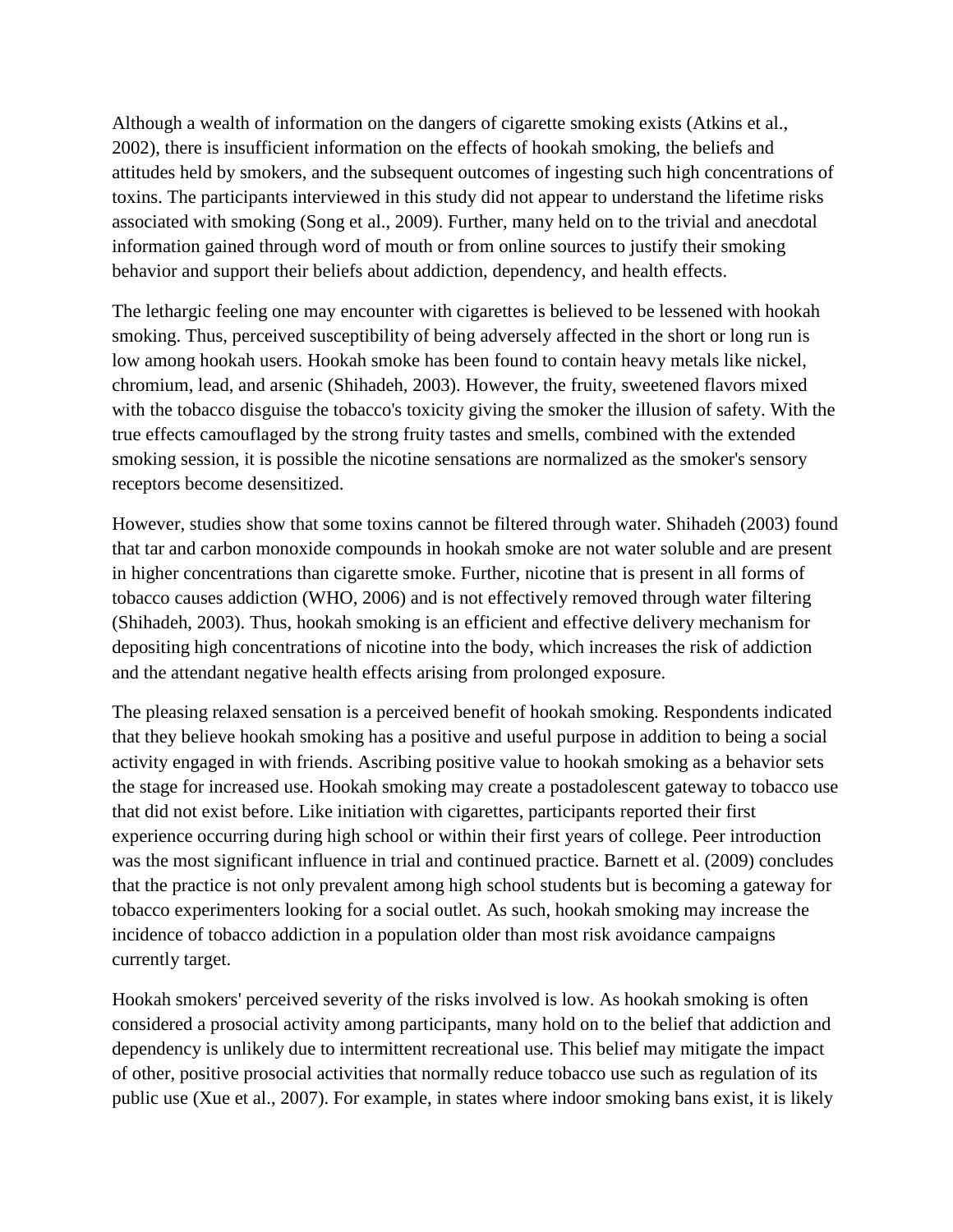Although a wealth of information on the dangers of cigarette smoking exists (Atkins et al., 2002), there is insufficient information on the effects of hookah smoking, the beliefs and attitudes held by smokers, and the subsequent outcomes of ingesting such high concentrations of toxins. The participants interviewed in this study did not appear to understand the lifetime risks associated with smoking (Song et al., 2009). Further, many held on to the trivial and anecdotal information gained through word of mouth or from online sources to justify their smoking behavior and support their beliefs about addiction, dependency, and health effects.

The lethargic feeling one may encounter with cigarettes is believed to be lessened with hookah smoking. Thus, perceived susceptibility of being adversely affected in the short or long run is low among hookah users. Hookah smoke has been found to contain heavy metals like nickel, chromium, lead, and arsenic (Shihadeh, 2003). However, the fruity, sweetened flavors mixed with the tobacco disguise the tobacco's toxicity giving the smoker the illusion of safety. With the true effects camouflaged by the strong fruity tastes and smells, combined with the extended smoking session, it is possible the nicotine sensations are normalized as the smoker's sensory receptors become desensitized.

However, studies show that some toxins cannot be filtered through water. Shihadeh (2003) found that tar and carbon monoxide compounds in hookah smoke are not water soluble and are present in higher concentrations than cigarette smoke. Further, nicotine that is present in all forms of tobacco causes addiction (WHO, 2006) and is not effectively removed through water filtering (Shihadeh, 2003). Thus, hookah smoking is an efficient and effective delivery mechanism for depositing high concentrations of nicotine into the body, which increases the risk of addiction and the attendant negative health effects arising from prolonged exposure.

The pleasing relaxed sensation is a perceived benefit of hookah smoking. Respondents indicated that they believe hookah smoking has a positive and useful purpose in addition to being a social activity engaged in with friends. Ascribing positive value to hookah smoking as a behavior sets the stage for increased use. Hookah smoking may create a postadolescent gateway to tobacco use that did not exist before. Like initiation with cigarettes, participants reported their first experience occurring during high school or within their first years of college. Peer introduction was the most significant influence in trial and continued practice. Barnett et al. (2009) concludes that the practice is not only prevalent among high school students but is becoming a gateway for tobacco experimenters looking for a social outlet. As such, hookah smoking may increase the incidence of tobacco addiction in a population older than most risk avoidance campaigns currently target.

Hookah smokers' perceived severity of the risks involved is low. As hookah smoking is often considered a prosocial activity among participants, many hold on to the belief that addiction and dependency is unlikely due to intermittent recreational use. This belief may mitigate the impact of other, positive prosocial activities that normally reduce tobacco use such as regulation of its public use (Xue et al., 2007). For example, in states where indoor smoking bans exist, it is likely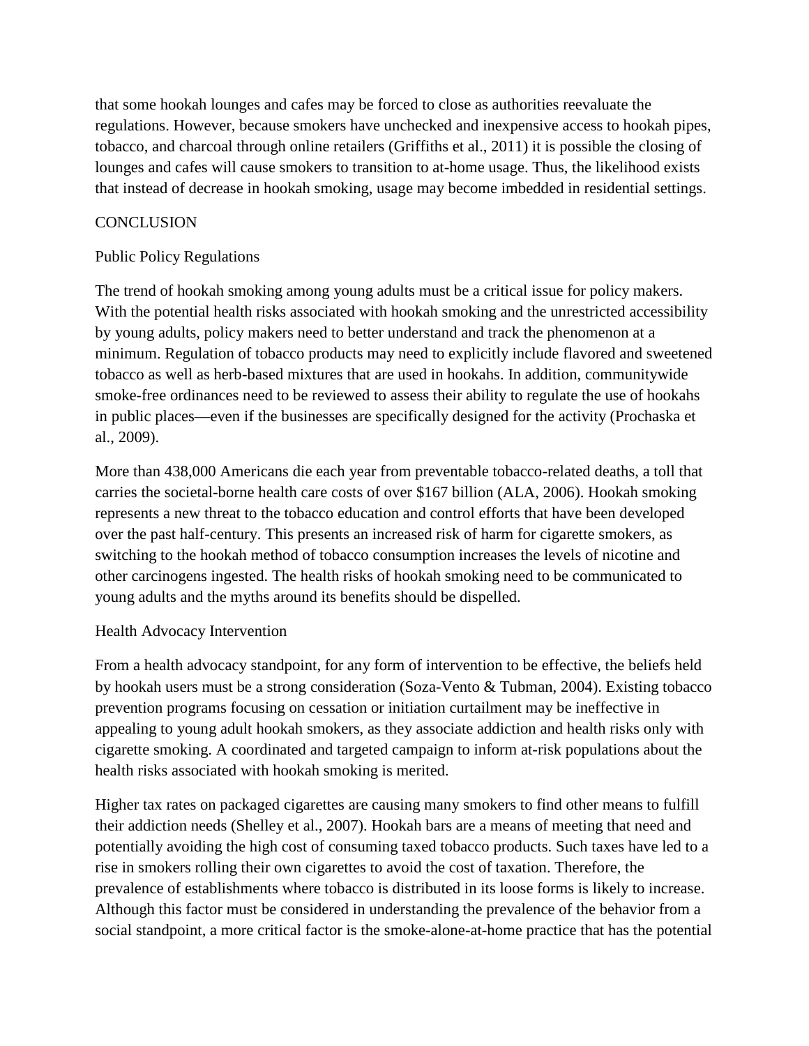that some hookah lounges and cafes may be forced to close as authorities reevaluate the regulations. However, because smokers have unchecked and inexpensive access to hookah pipes, tobacco, and charcoal through online retailers (Griffiths et al., 2011) it is possible the closing of lounges and cafes will cause smokers to transition to at-home usage. Thus, the likelihood exists that instead of decrease in hookah smoking, usage may become imbedded in residential settings.

## CONCLUSION

### Public Policy Regulations

The trend of hookah smoking among young adults must be a critical issue for policy makers. With the potential health risks associated with hookah smoking and the unrestricted accessibility by young adults, policy makers need to better understand and track the phenomenon at a minimum. Regulation of tobacco products may need to explicitly include flavored and sweetened tobacco as well as herb-based mixtures that are used in hookahs. In addition, communitywide smoke-free ordinances need to be reviewed to assess their ability to regulate the use of hookahs in public places—even if the businesses are specifically designed for the activity (Prochaska et al., 2009).

More than 438,000 Americans die each year from preventable tobacco-related deaths, a toll that carries the societal-borne health care costs of over $167 billion (ALA, 2006). Hookah smoking represents a new threat to the tobacco education and control efforts that have been developed over the past half-century. This presents an increased risk of harm for cigarette smokers, as switching to the hookah method of tobacco consumption increases the levels of nicotine and other carcinogens ingested. The health risks of hookah smoking need to be communicated to young adults and the myths around its benefits should be dispelled.

### Health Advocacy Intervention

From a health advocacy standpoint, for any form of intervention to be effective, the beliefs held by hookah users must be a strong consideration (Soza-Vento & Tubman, 2004). Existing tobacco prevention programs focusing on cessation or initiation curtailment may be ineffective in appealing to young adult hookah smokers, as they associate addiction and health risks only with cigarette smoking. A coordinated and targeted campaign to inform at-risk populations about the health risks associated with hookah smoking is merited.

Higher tax rates on packaged cigarettes are causing many smokers to find other means to fulfill their addiction needs (Shelley et al., 2007). Hookah bars are a means of meeting that need and potentially avoiding the high cost of consuming taxed tobacco products. Such taxes have led to a rise in smokers rolling their own cigarettes to avoid the cost of taxation. Therefore, the prevalence of establishments where tobacco is distributed in its loose forms is likely to increase. Although this factor must be considered in understanding the prevalence of the behavior from a social standpoint, a more critical factor is the smoke-alone-at-home practice that has the potential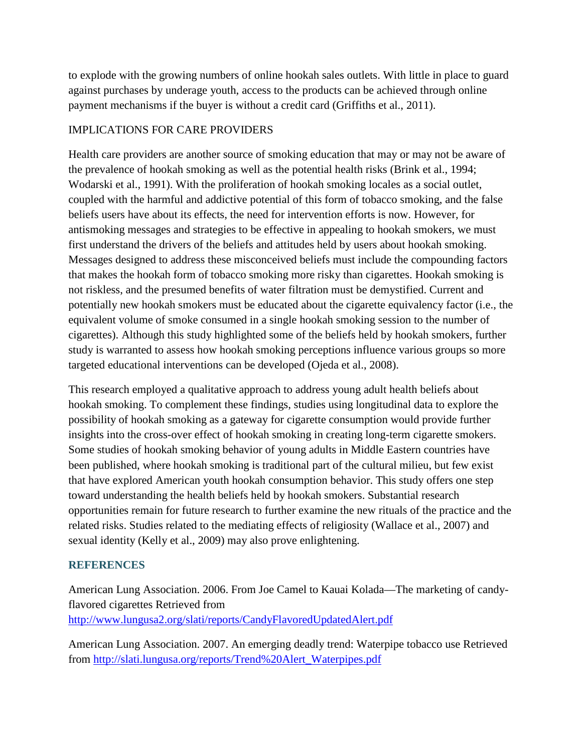to explode with the growing numbers of online hookah sales outlets. With little in place to guard against purchases by underage youth, access to the products can be achieved through online payment mechanisms if the buyer is without a credit card (Griffiths et al., 2011).

IMPLICATIONS FOR CARE PROVIDERS

Health care providers are another source of smoking education that may or may not be aware of the prevalence of hookah smoking as well as the potential health risks (Brink et al., 1994; Wodarski et al., 1991). With the proliferation of hookah smoking locales as a social outlet, coupled with the harmful and addictive potential of this form of tobacco smoking, and the false beliefs users have about its effects, the need for intervention efforts is now. However, for antismoking messages and strategies to be effective in appealing to hookah smokers, we must first understand the drivers of the beliefs and attitudes held by users about hookah smoking. Messages designed to address these misconceived beliefs must include the compounding factors that makes the hookah form of tobacco smoking more risky than cigarettes. Hookah smoking is not riskless, and the presumed benefits of water filtration must be demystified. Current and potentially new hookah smokers must be educated about the cigarette equivalency factor (i.e., the equivalent volume of smoke consumed in a single hookah smoking session to the number of cigarettes). Although this study highlighted some of the beliefs held by hookah smokers, further study is warranted to assess how hookah smoking perceptions influence various groups so more targeted educational interventions can be developed (Ojeda et al., 2008).

This research employed a qualitative approach to address young adult health beliefs about hookah smoking. To complement these findings, studies using longitudinal data to explore the possibility of hookah smoking as a gateway for cigarette consumption would provide further insights into the cross-over effect of hookah smoking in creating long-term cigarette smokers. Some studies of hookah smoking behavior of young adults in Middle Eastern countries have been published, where hookah smoking is traditional part of the cultural milieu, but few exist that have explored American youth hookah consumption behavior. This study offers one step toward understanding the health beliefs held by hookah smokers. Substantial research opportunities remain for future research to further examine the new rituals of the practice and the related risks. Studies related to the mediating effects of religiosity (Wallace et al., 2007) and sexual identity (Kelly et al., 2009) may also prove enlightening.

## REFERENCES

American Lung Association. 2006. From Joe Camel to Kauai Kolada—The marketing of candy-flavored cigarettes Retrieved from http://www.lungusa2.org/slati/reports/CandyFlavoredUpdatedAlert.pdf

American Lung Association. 2007. An emerging deadly trend: Waterpipe tobacco use Retrieved from http://slati.lungusa.org/reports/Trend%20Alert_Waterpipes.pdf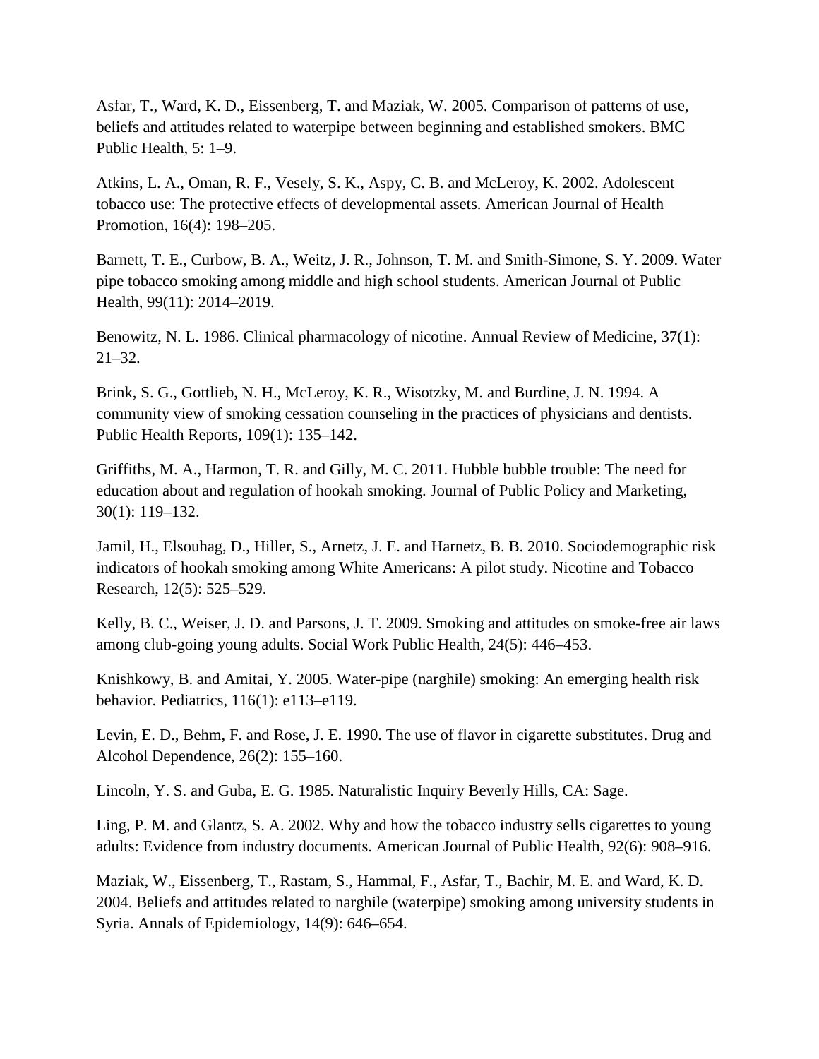Asfar, T., Ward, K. D., Eissenberg, T. and Maziak, W. 2005. Comparison of patterns of use, beliefs and attitudes related to waterpipe between beginning and established smokers. BMC Public Health, 5: 1–9.

Atkins, L. A., Oman, R. F., Vesely, S. K., Aspy, C. B. and McLeroy, K. 2002. Adolescent tobacco use: The protective effects of developmental assets. American Journal of Health Promotion, 16(4): 198–205.

Barnett, T. E., Curbow, B. A., Weitz, J. R., Johnson, T. M. and Smith-Simone, S. Y. 2009. Water pipe tobacco smoking among middle and high school students. American Journal of Public Health, 99(11): 2014–2019.

Benowitz, N. L. 1986. Clinical pharmacology of nicotine. Annual Review of Medicine, 37(1): 21–32.

Brink, S. G., Gottlieb, N. H., McLeroy, K. R., Wisotzky, M. and Burdine, J. N. 1994. A community view of smoking cessation counseling in the practices of physicians and dentists. Public Health Reports, 109(1): 135–142.

Griffiths, M. A., Harmon, T. R. and Gilly, M. C. 2011. Hubble bubble trouble: The need for education about and regulation of hookah smoking. Journal of Public Policy and Marketing, 30(1): 119–132.

Jamil, H., Elsouhag, D., Hiller, S., Arnetz, J. E. and Harnetz, B. B. 2010. Sociodemographic risk indicators of hookah smoking among White Americans: A pilot study. Nicotine and Tobacco Research, 12(5): 525–529.

Kelly, B. C., Weiser, J. D. and Parsons, J. T. 2009. Smoking and attitudes on smoke-free air laws among club-going young adults. Social Work Public Health, 24(5): 446–453.

Knishkowy, B. and Amitai, Y. 2005. Water-pipe (narghile) smoking: An emerging health risk behavior. Pediatrics, 116(1): e113–e119.

Levin, E. D., Behm, F. and Rose, J. E. 1990. The use of flavor in cigarette substitutes. Drug and Alcohol Dependence, 26(2): 155–160.

Lincoln, Y. S. and Guba, E. G. 1985. Naturalistic Inquiry Beverly Hills, CA: Sage.

Ling, P. M. and Glantz, S. A. 2002. Why and how the tobacco industry sells cigarettes to young adults: Evidence from industry documents. American Journal of Public Health, 92(6): 908–916.

Maziak, W., Eissenberg, T., Rastam, S., Hammal, F., Asfar, T., Bachir, M. E. and Ward, K. D. 2004. Beliefs and attitudes related to narghile (waterpipe) smoking among university students in Syria. Annals of Epidemiology, 14(9): 646–654.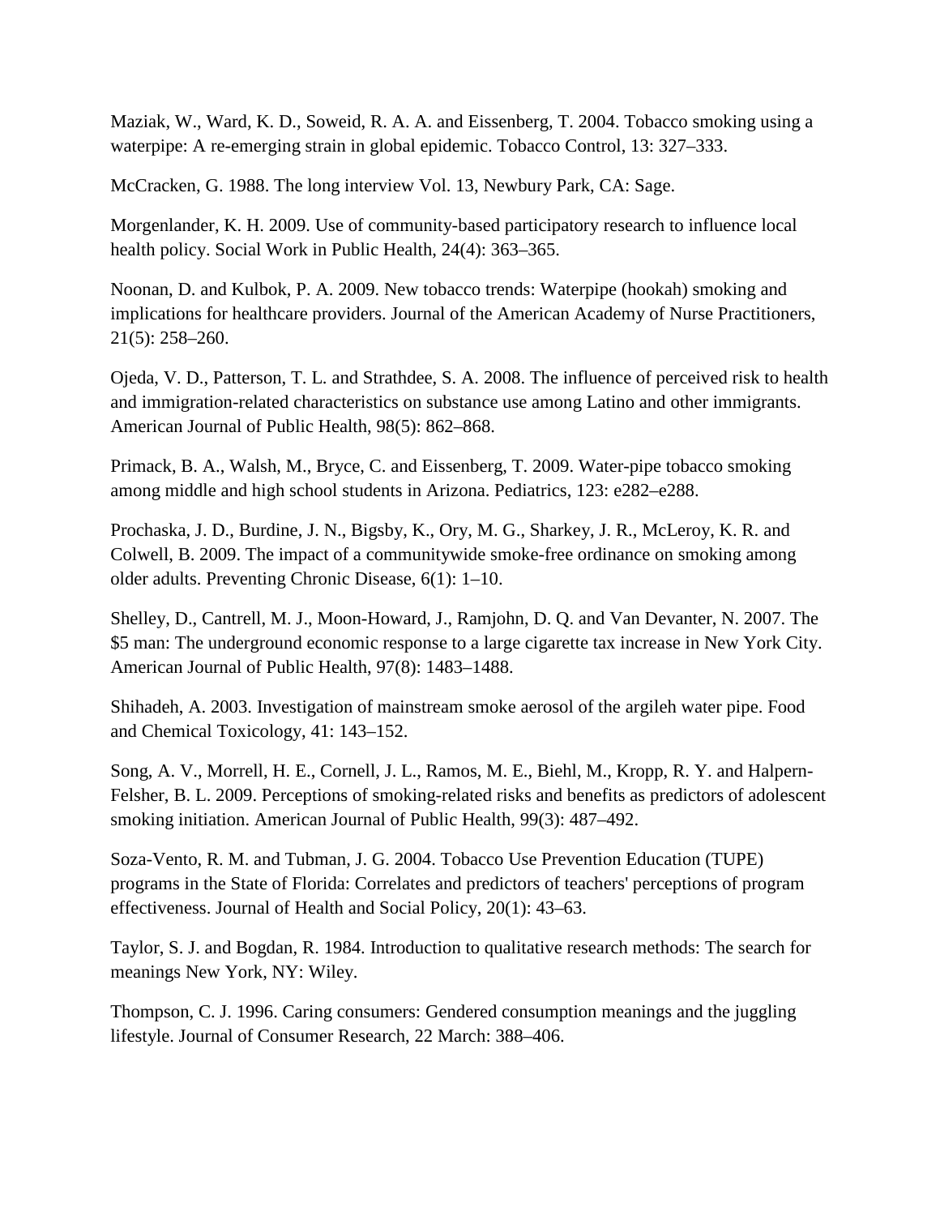Maziak, W., Ward, K. D., Soweid, R. A. A. and Eissenberg, T. 2004. Tobacco smoking using a waterpipe: A re-emerging strain in global epidemic. Tobacco Control, 13: 327–333.

McCracken, G. 1988. The long interview Vol. 13, Newbury Park, CA: Sage.

Morgenlander, K. H. 2009. Use of community-based participatory research to influence local health policy. Social Work in Public Health, 24(4): 363–365.

Noonan, D. and Kulbok, P. A. 2009. New tobacco trends: Waterpipe (hookah) smoking and implications for healthcare providers. Journal of the American Academy of Nurse Practitioners, 21(5): 258–260.

Ojeda, V. D., Patterson, T. L. and Strathdee, S. A. 2008. The influence of perceived risk to health and immigration-related characteristics on substance use among Latino and other immigrants. American Journal of Public Health, 98(5): 862–868.

Primack, B. A., Walsh, M., Bryce, C. and Eissenberg, T. 2009. Water-pipe tobacco smoking among middle and high school students in Arizona. Pediatrics, 123: e282–e288.

Prochaska, J. D., Burdine, J. N., Bigsby, K., Ory, M. G., Sharkey, J. R., McLeroy, K. R. and Colwell, B. 2009. The impact of a communitywide smoke-free ordinance on smoking among older adults. Preventing Chronic Disease, 6(1): 1–10.

Shelley, D., Cantrell, M. J., Moon-Howard, J., Ramjohn, D. Q. and Van Devanter, N. 2007. The $5 man: The underground economic response to a large cigarette tax increase in New York City. American Journal of Public Health, 97(8): 1483–1488.

Shihadeh, A. 2003. Investigation of mainstream smoke aerosol of the argileh water pipe. Food and Chemical Toxicology, 41: 143–152.

Song, A. V., Morrell, H. E., Cornell, J. L., Ramos, M. E., Biehl, M., Kropp, R. Y. and Halpern-Felsher, B. L. 2009. Perceptions of smoking-related risks and benefits as predictors of adolescent smoking initiation. American Journal of Public Health, 99(3): 487–492.

Soza-Vento, R. M. and Tubman, J. G. 2004. Tobacco Use Prevention Education (TUPE) programs in the State of Florida: Correlates and predictors of teachers' perceptions of program effectiveness. Journal of Health and Social Policy, 20(1): 43–63.

Taylor, S. J. and Bogdan, R. 1984. Introduction to qualitative research methods: The search for meanings New York, NY: Wiley.

Thompson, C. J. 1996. Caring consumers: Gendered consumption meanings and the juggling lifestyle. Journal of Consumer Research, 22 March: 388–406.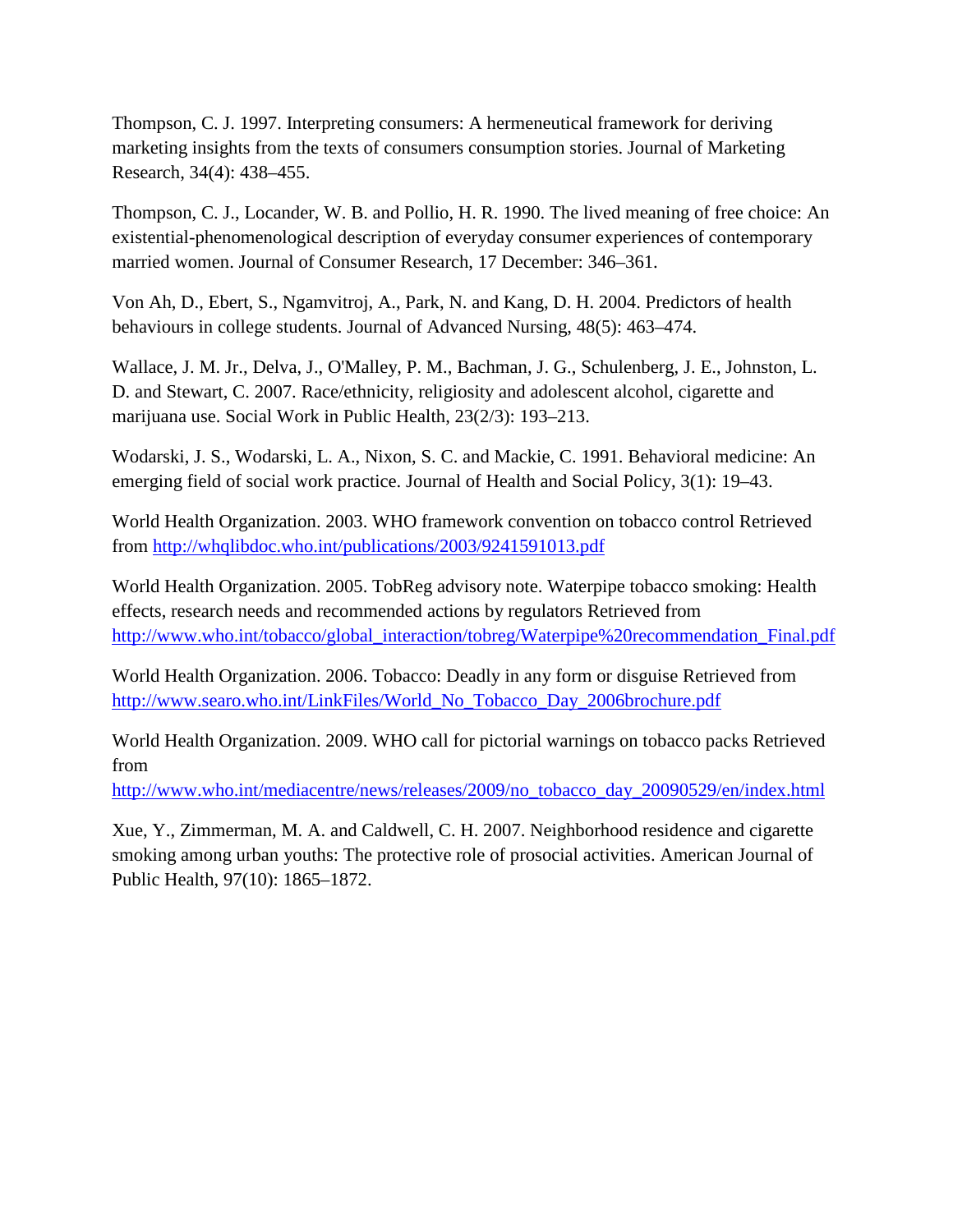Thompson, C. J. 1997. Interpreting consumers: A hermeneutical framework for deriving marketing insights from the texts of consumers consumption stories. Journal of Marketing Research, 34(4): 438–455.

Thompson, C. J., Locander, W. B. and Pollio, H. R. 1990. The lived meaning of free choice: An existential-phenomenological description of everyday consumer experiences of contemporary married women. Journal of Consumer Research, 17 December: 346–361.

Von Ah, D., Ebert, S., Ngamvitroj, A., Park, N. and Kang, D. H. 2004. Predictors of health behaviours in college students. Journal of Advanced Nursing, 48(5): 463–474.

Wallace, J. M. Jr., Delva, J., O'Malley, P. M., Bachman, J. G., Schulenberg, J. E., Johnston, L. D. and Stewart, C. 2007. Race/ethnicity, religiosity and adolescent alcohol, cigarette and marijuana use. Social Work in Public Health, 23(2/3): 193–213.

Wodarski, J. S., Wodarski, L. A., Nixon, S. C. and Mackie, C. 1991. Behavioral medicine: An emerging field of social work practice. Journal of Health and Social Policy, 3(1): 19–43.

World Health Organization. 2003. WHO framework convention on tobacco control Retrieved from http://whqlibdoc.who.int/publications/2003/9241591013.pdf

World Health Organization. 2005. TobReg advisory note. Waterpipe tobacco smoking: Health effects, research needs and recommended actions by regulators Retrieved from http://www.who.int/tobacco/global_interaction/tobreg/Waterpipe%20recommendation_Final.pdf

World Health Organization. 2006. Tobacco: Deadly in any form or disguise Retrieved from http://www.searo.who.int/LinkFiles/World_No_Tobacco_Day_2006brochure.pdf

World Health Organization. 2009. WHO call for pictorial warnings on tobacco packs Retrieved from http://www.who.int/mediacentre/news/releases/2009/no_tobacco_day_20090529/en/index.html

Xue, Y., Zimmerman, M. A. and Caldwell, C. H. 2007. Neighborhood residence and cigarette smoking among urban youths: The protective role of prosocial activities. American Journal of Public Health, 97(10): 1865–1872.